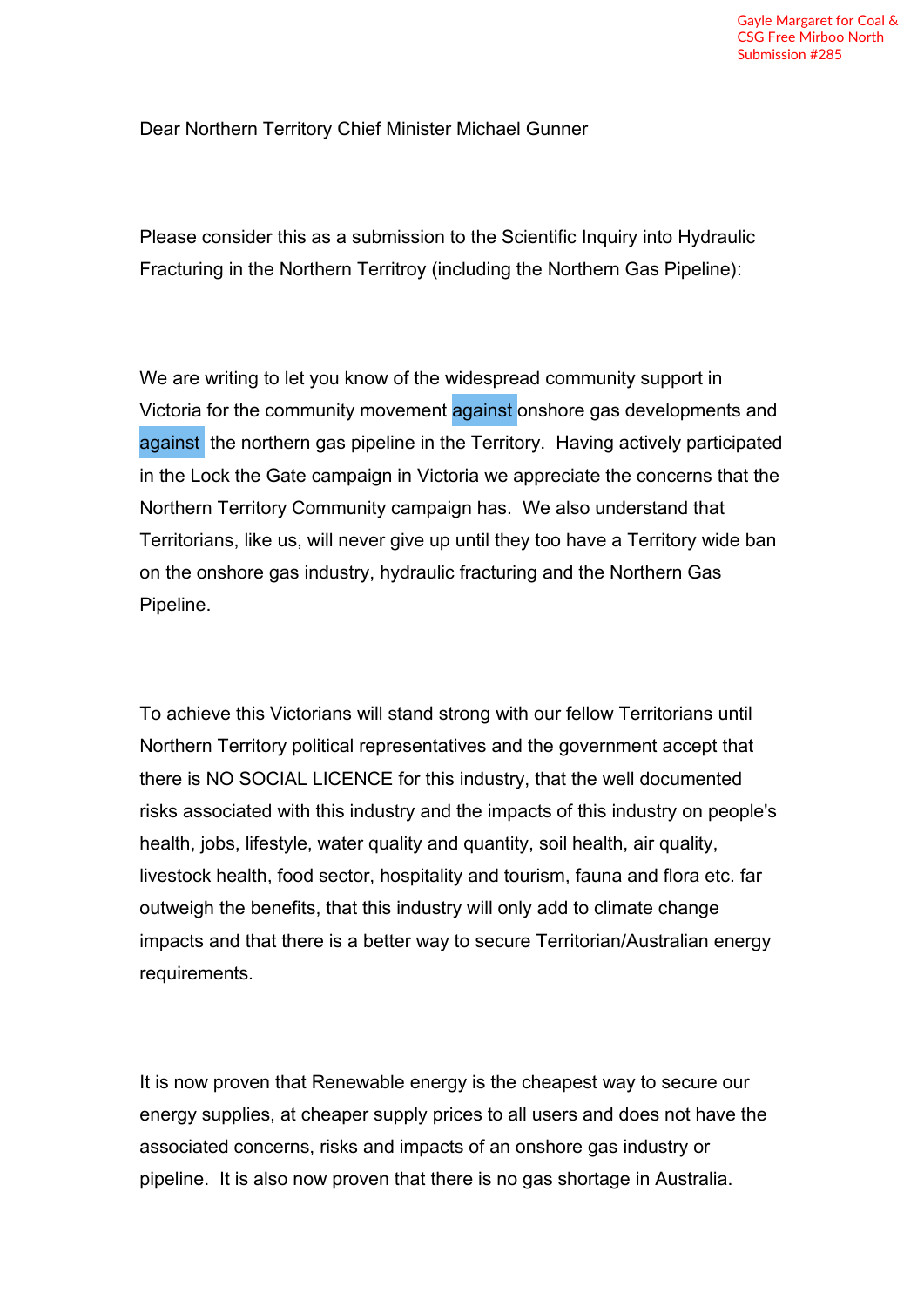Gayle Margaret for Coal & CSG Free Mirboo North
Submission #285

Dear Northern Territory Chief Minister Michael Gunner

Please consider this as a submission to the Scientific Inquiry into Hydraulic Fracturing in the Northern Territroy (including the Northern Gas Pipeline):

We are writing to let you know of the widespread community support in Victoria for the community movement against onshore gas developments and against the northern gas pipeline in the Territory. Having actively participated in the Lock the Gate campaign in Victoria we appreciate the concerns that the Northern Territory Community campaign has. We also understand that Territorians, like us, will never give up until they too have a Territory wide ban on the onshore gas industry, hydraulic fracturing and the Northern Gas Pipeline.

To achieve this Victorians will stand strong with our fellow Territorians until Northern Territory political representatives and the government accept that there is NO SOCIAL LICENCE for this industry, that the well documented risks associated with this industry and the impacts of this industry on people's health, jobs, lifestyle, water quality and quantity, soil health, air quality, livestock health, food sector, hospitality and tourism, fauna and flora etc. far outweigh the benefits, that this industry will only add to climate change impacts and that there is a better way to secure Territorian/Australian energy requirements.

It is now proven that Renewable energy is the cheapest way to secure our energy supplies, at cheaper supply prices to all users and does not have the associated concerns, risks and impacts of an onshore gas industry or pipeline. It is also now proven that there is no gas shortage in Australia.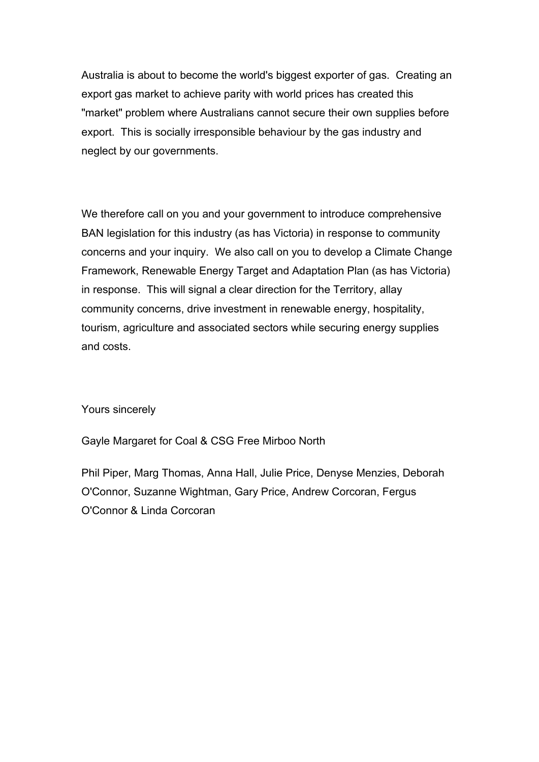Australia is about to become the world's biggest exporter of gas. Creating an export gas market to achieve parity with world prices has created this "market" problem where Australians cannot secure their own supplies before export. This is socially irresponsible behaviour by the gas industry and neglect by our governments.

We therefore call on you and your government to introduce comprehensive BAN legislation for this industry (as has Victoria) in response to community concerns and your inquiry. We also call on you to develop a Climate Change Framework, Renewable Energy Target and Adaptation Plan (as has Victoria) in response. This will signal a clear direction for the Territory, allay community concerns, drive investment in renewable energy, hospitality, tourism, agriculture and associated sectors while securing energy supplies and costs.

Yours sincerely

Gayle Margaret for Coal & CSG Free Mirboo North

Phil Piper, Marg Thomas, Anna Hall, Julie Price, Denyse Menzies, Deborah O'Connor, Suzanne Wightman, Gary Price, Andrew Corcoran, Fergus O'Connor & Linda Corcoran